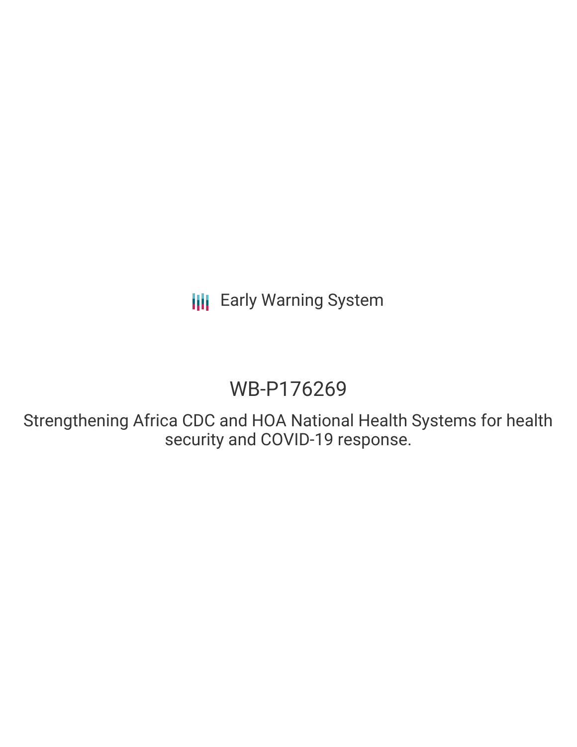Early Warning System

# WB-P176269

## Strengthening Africa CDC and HOA National Health Systems for health security and COVID-19 response.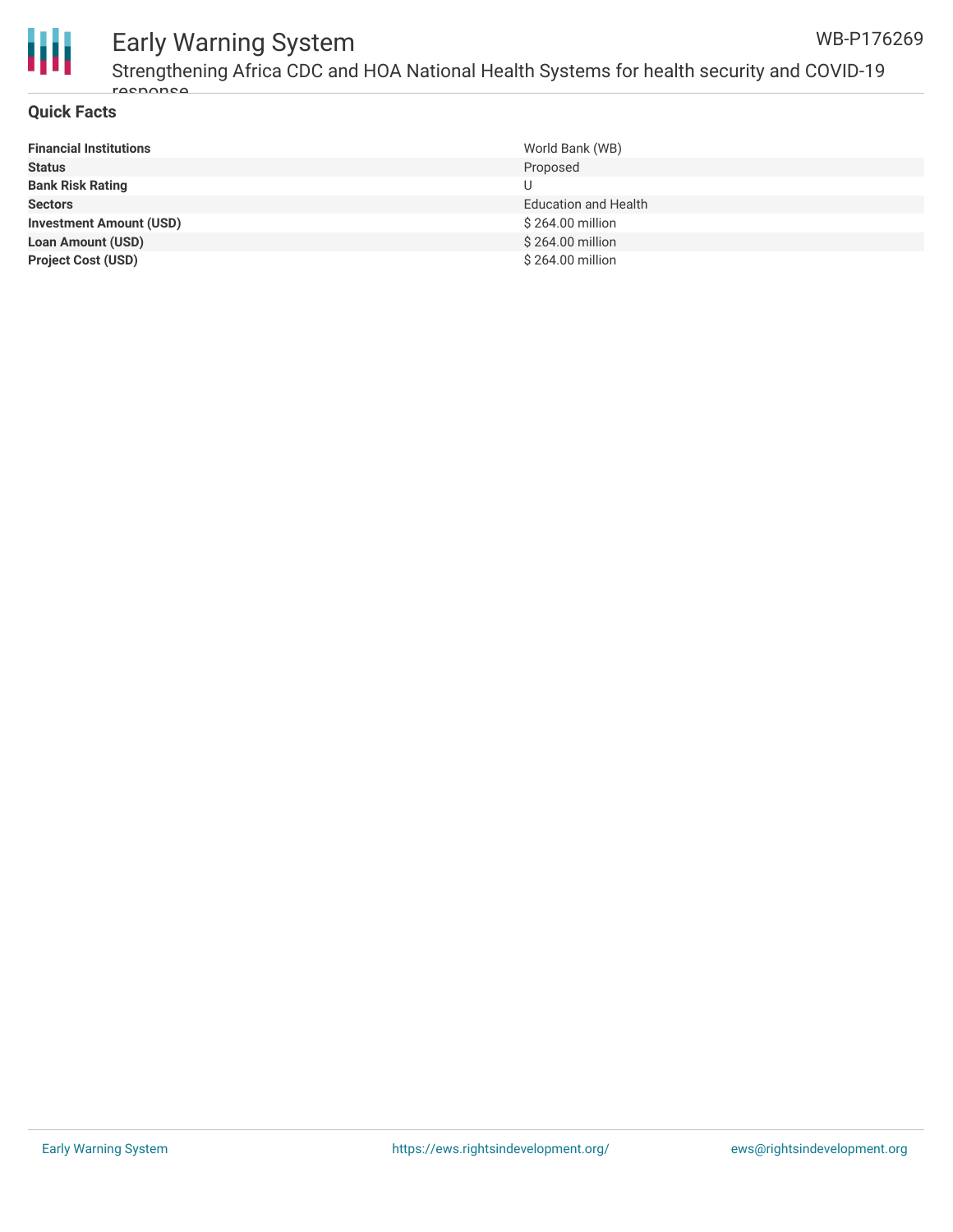## Quick Facts

| | |
|---|---|
| **Financial Institutions** | World Bank (WB) |
| **Status** | Proposed |
| **Bank Risk Rating** | U |
| **Sectors** | Education and Health |
| **Investment Amount (USD)** | $ 264.00 million |
| **Loan Amount (USD)** | $ 264.00 million |
| **Project Cost (USD)** | $ 264.00 million |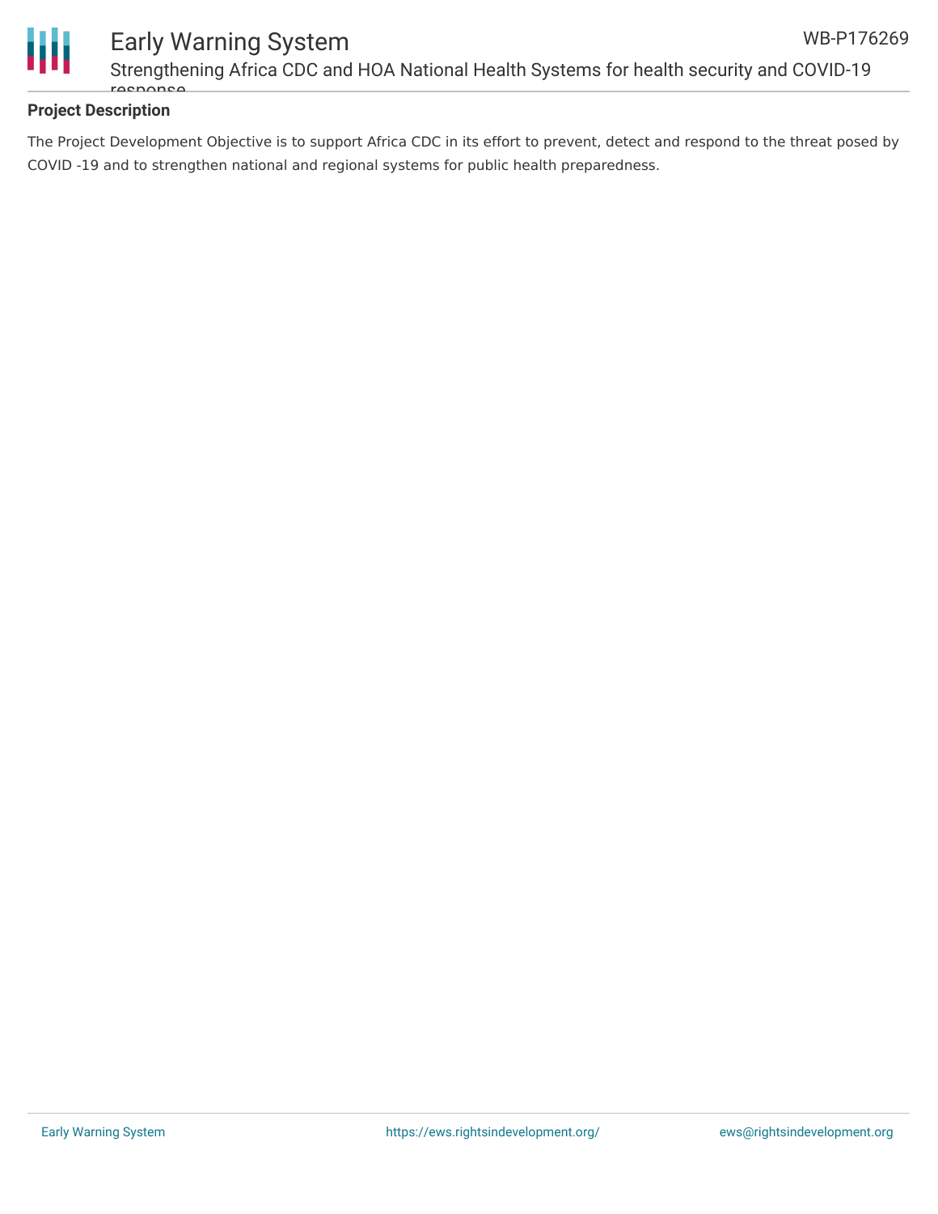## Project Description

The Project Development Objective is to support Africa CDC in its effort to prevent, detect and respond to the threat posed by COVID -19 and to strengthen national and regional systems for public health preparedness.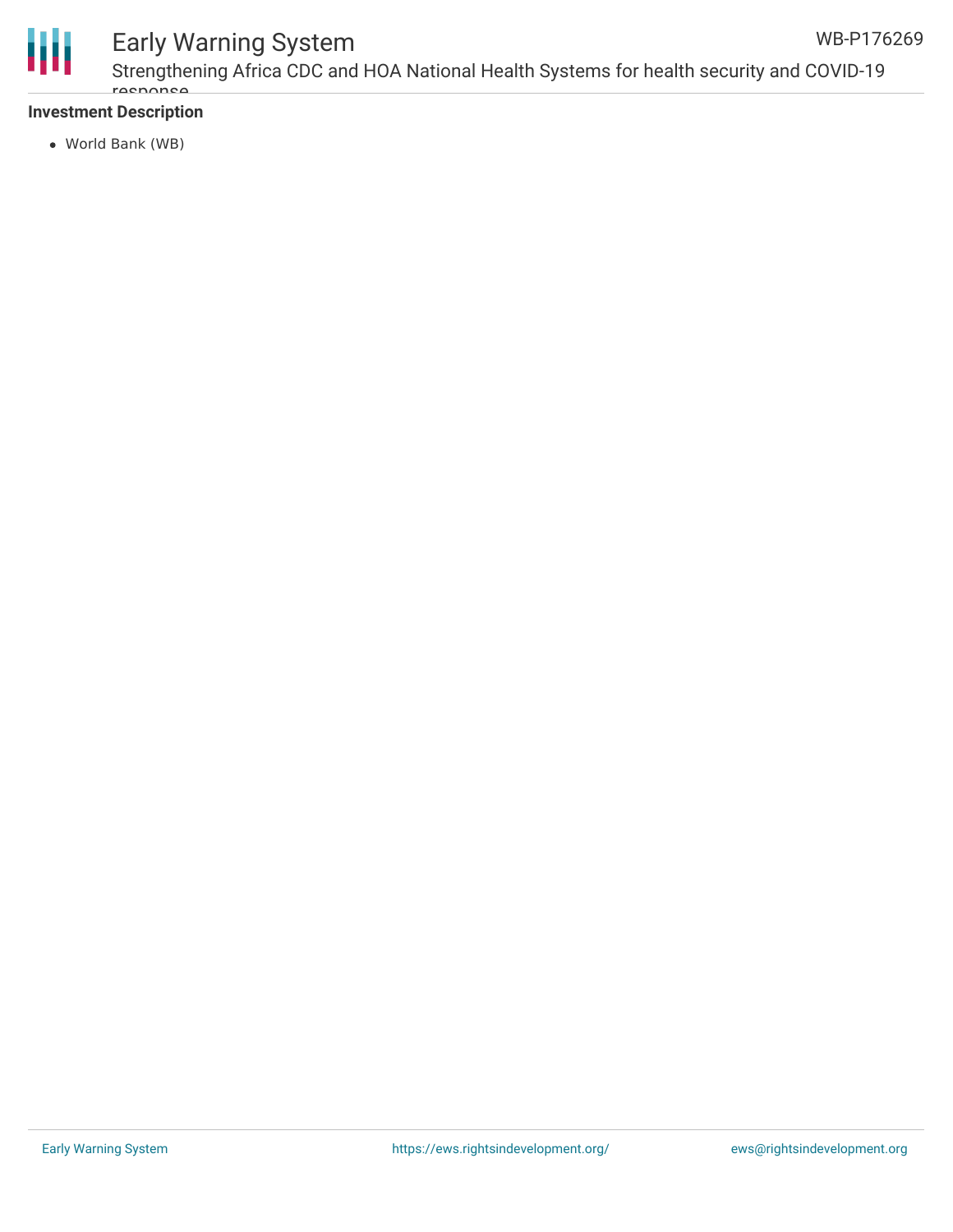**Investment Description**

- World Bank (WB)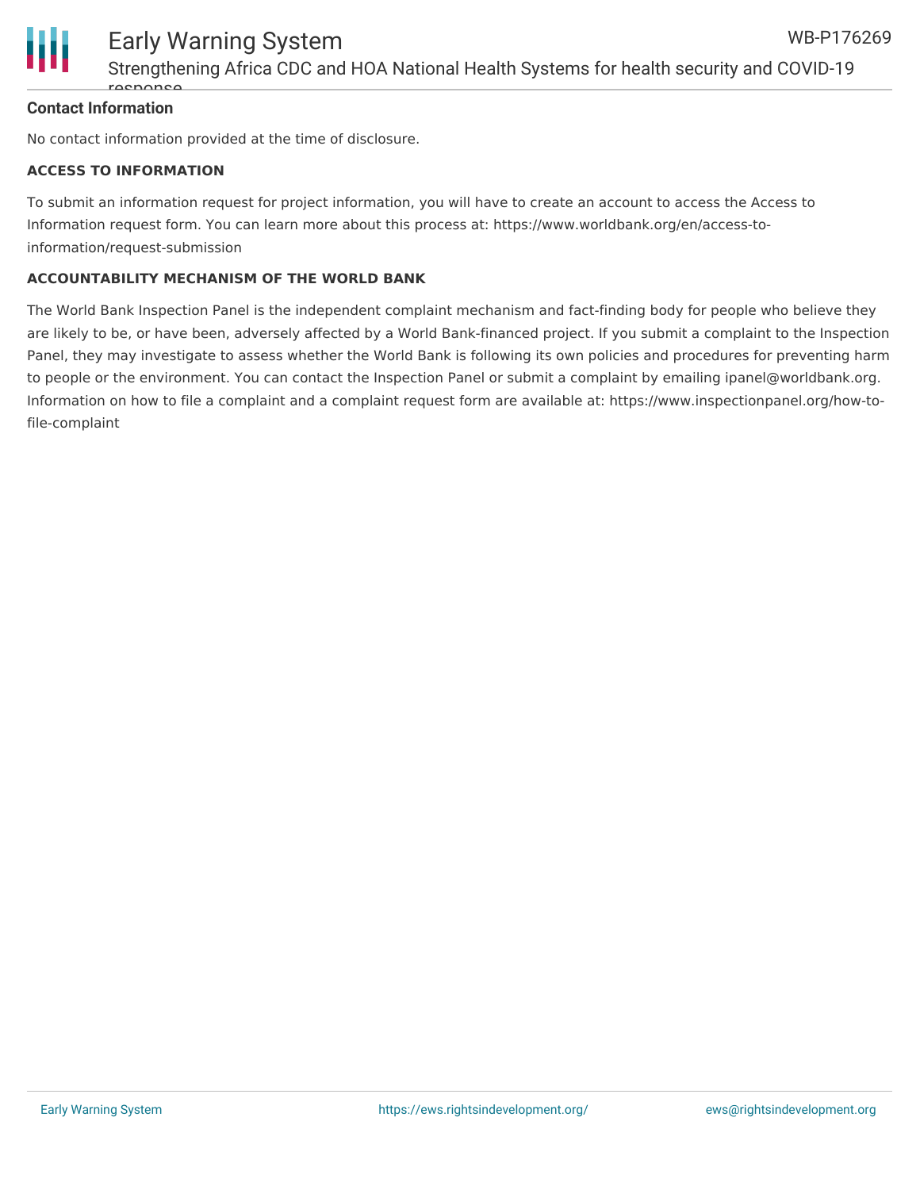**Contact Information**

No contact information provided at the time of disclosure.

**ACCESS TO INFORMATION**

To submit an information request for project information, you will have to create an account to access the Access to Information request form. You can learn more about this process at: https://www.worldbank.org/en/access-to-information/request-submission

**ACCOUNTABILITY MECHANISM OF THE WORLD BANK**

The World Bank Inspection Panel is the independent complaint mechanism and fact-finding body for people who believe they are likely to be, or have been, adversely affected by a World Bank-financed project. If you submit a complaint to the Inspection Panel, they may investigate to assess whether the World Bank is following its own policies and procedures for preventing harm to people or the environment. You can contact the Inspection Panel or submit a complaint by emailing ipanel@worldbank.org. Information on how to file a complaint and a complaint request form are available at: https://www.inspectionpanel.org/how-to-file-complaint